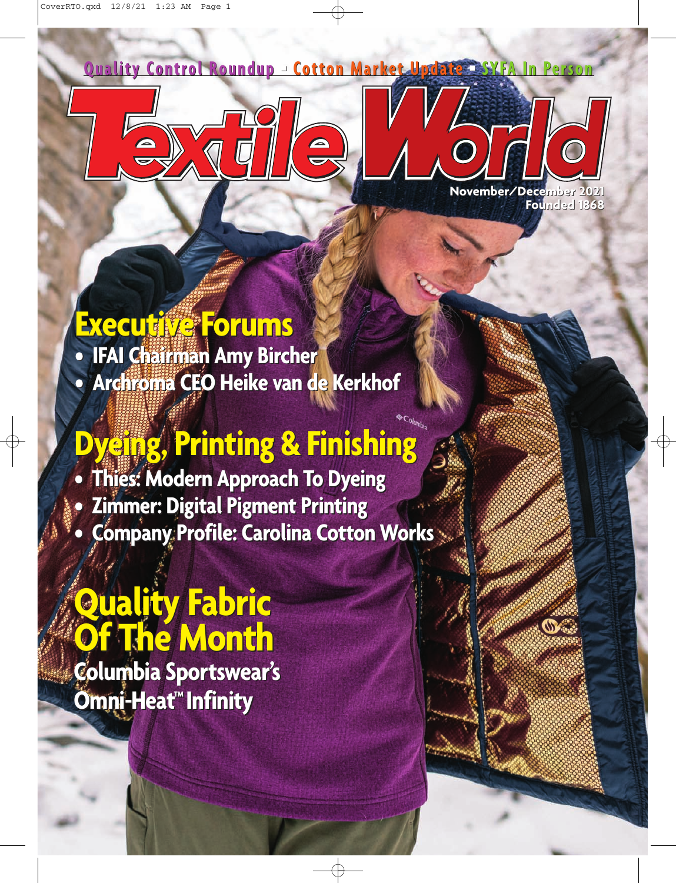Quality Control Roundup - Cotton Market Update - SYFA In Person

# Textile World

November/December 2021
Founded 1868

## Executive Forums

- IFAI Chairman Amy Bircher
- Archroma CEO Heike van de Kerkhof

## Dyeing, Printing & Finishing

- Thies: Modern Approach To Dyeing
- Zimmer: Digital Pigment Printing
- Company Profile: Carolina Cotton Works

## Quality Fabric Of The Month

Columbia Sportswear's Omni-Heat™ Infinity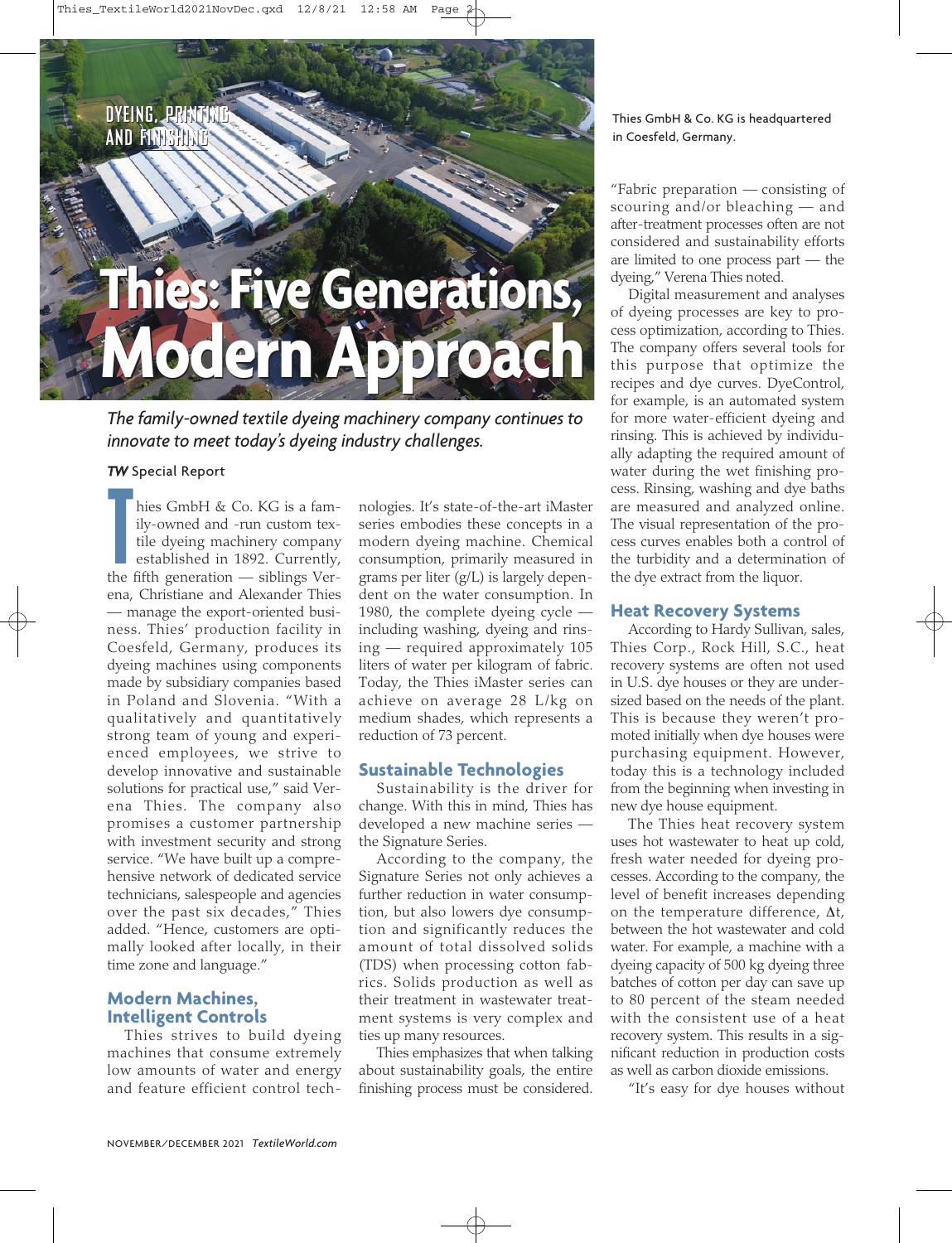DYEING, PRINTING AND FINISHING

# Thies: Five Generations, Modern Approach

*The family-owned textile dyeing machinery company continues to innovate to meet today's dyeing industry challenges.*

***TW* Special Report**

Thies GmbH & Co. KG is a family-owned and -run custom textile dyeing machinery company established in 1892. Currently, the fifth generation — siblings Verena, Christiane and Alexander Thies — manage the export-oriented business. Thies' production facility in Coesfeld, Germany, produces its dyeing machines using components made by subsidiary companies based in Poland and Slovenia. "With a qualitatively and quantitatively strong team of young and experienced employees, we strive to develop innovative and sustainable solutions for practical use," said Verena Thies. The company also promises a customer partnership with investment security and strong service. "We have built up a comprehensive network of dedicated service technicians, salespeople and agencies over the past six decades," Thies added. "Hence, customers are optimally looked after locally, in their time zone and language."

## Modern Machines, Intelligent Controls

Thies strives to build dyeing machines that consume extremely low amounts of water and energy and feature efficient control technologies. It's state-of-the-art iMaster series embodies these concepts in a modern dyeing machine. Chemical consumption, primarily measured in grams per liter (g/L) is largely dependent on the water consumption. In 1980, the complete dyeing cycle — including washing, dyeing and rinsing — required approximately 105 liters of water per kilogram of fabric. Today, the Thies iMaster series can achieve on average 28 L/kg on medium shades, which represents a reduction of 73 percent.

## Sustainable Technologies

Sustainability is the driver for change. With this in mind, Thies has developed a new machine series — the Signature Series.

According to the company, the Signature Series not only achieves a further reduction in water consumption, but also lowers dye consumption and significantly reduces the amount of total dissolved solids (TDS) when processing cotton fabrics. Solids production as well as their treatment in wastewater treatment systems is very complex and ties up many resources.

Thies emphasizes that when talking about sustainability goals, the entire finishing process must be considered.

Thies GmbH & Co. KG is headquartered in Coesfeld, Germany.

"Fabric preparation — consisting of scouring and/or bleaching — and after-treatment processes often are not considered and sustainability efforts are limited to one process part — the dyeing," Verena Thies noted.

Digital measurement and analyses of dyeing processes are key to process optimization, according to Thies. The company offers several tools for this purpose that optimize the recipes and dye curves. DyeControl, for example, is an automated system for more water-efficient dyeing and rinsing. This is achieved by individually adapting the required amount of water during the wet finishing process. Rinsing, washing and dye baths are measured and analyzed online. The visual representation of the process curves enables both a control of the turbidity and a determination of the dye extract from the liquor.

## Heat Recovery Systems

According to Hardy Sullivan, sales, Thies Corp., Rock Hill, S.C., heat recovery systems are often not used in U.S. dye houses or they are undersized based on the needs of the plant. This is because they weren't promoted initially when dye houses were purchasing equipment. However, today this is a technology included from the beginning when investing in new dye house equipment.

The Thies heat recovery system uses hot wastewater to heat up cold, fresh water needed for dyeing processes. According to the company, the level of benefit increases depending on the temperature difference, $\Delta t$, between the hot wastewater and cold water. For example, a machine with a dyeing capacity of 500 kg dyeing three batches of cotton per day can save up to 80 percent of the steam needed with the consistent use of a heat recovery system. This results in a significant reduction in production costs as well as carbon dioxide emissions.

"It's easy for dye houses without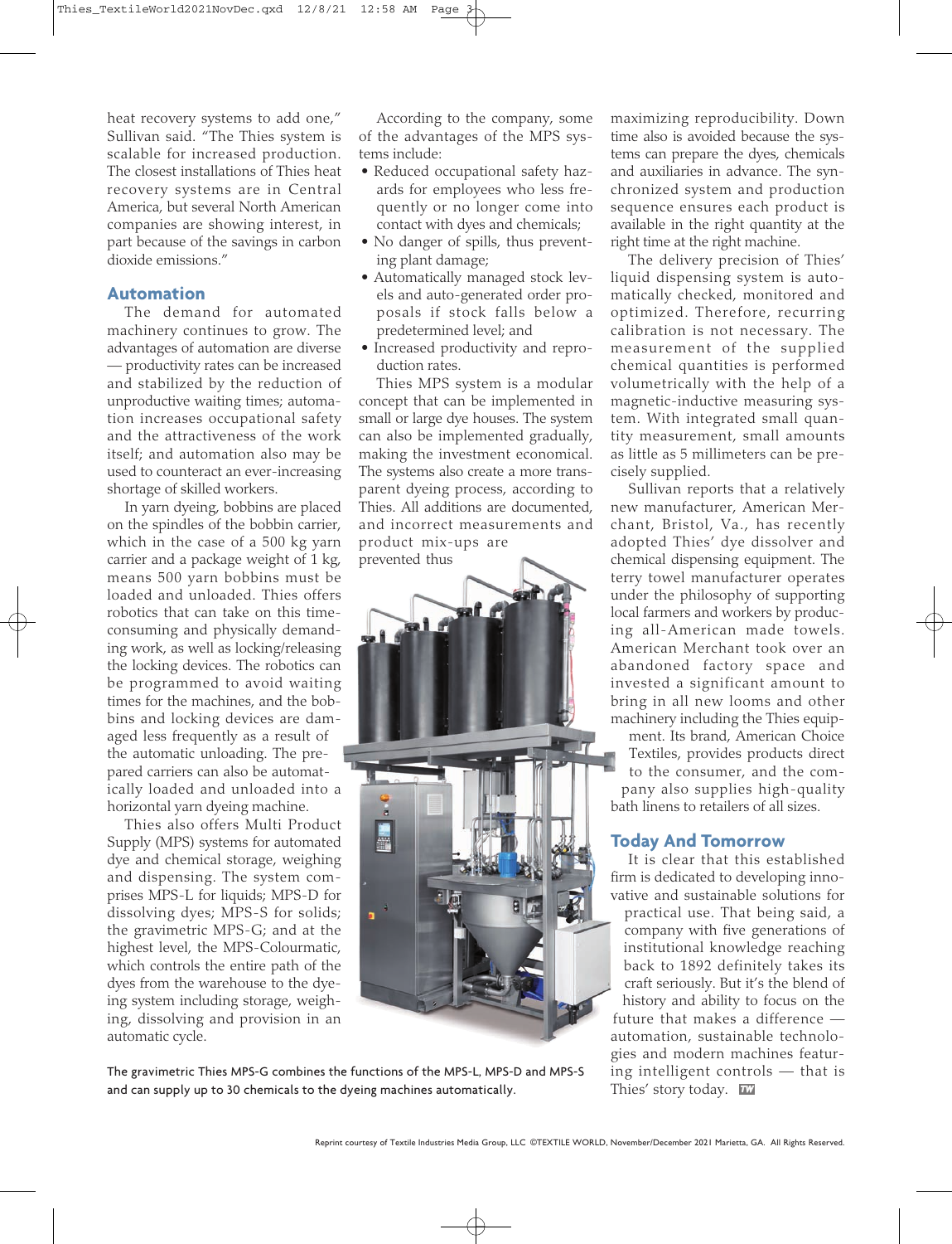heat recovery systems to add one," Sullivan said. "The Thies system is scalable for increased production. The closest installations of Thies heat recovery systems are in Central America, but several North American companies are showing interest, in part because of the savings in carbon dioxide emissions."

## Automation

The demand for automated machinery continues to grow. The advantages of automation are diverse — productivity rates can be increased and stabilized by the reduction of unproductive waiting times; automation increases occupational safety and the attractiveness of the work itself; and automation also may be used to counteract an ever-increasing shortage of skilled workers.

In yarn dyeing, bobbins are placed on the spindles of the bobbin carrier, which in the case of a 500 kg yarn carrier and a package weight of 1 kg, means 500 yarn bobbins must be loaded and unloaded. Thies offers robotics that can take on this time-consuming and physically demanding work, as well as locking/releasing the locking devices. The robotics can be programmed to avoid waiting times for the machines, and the bobbins and locking devices are damaged less frequently as a result of the automatic unloading. The prepared carriers can also be automatically loaded and unloaded into a horizontal yarn dyeing machine.

Thies also offers Multi Product Supply (MPS) systems for automated dye and chemical storage, weighing and dispensing. The system comprises MPS-L for liquids; MPS-D for dissolving dyes; MPS-S for solids; the gravimetric MPS-G; and at the highest level, the MPS-Colourmatic, which controls the entire path of the dyes from the warehouse to the dyeing system including storage, weighing, dissolving and provision in an automatic cycle.

According to the company, some of the advantages of the MPS systems include:

- Reduced occupational safety hazards for employees who less frequently or no longer come into contact with dyes and chemicals;
- No danger of spills, thus preventing plant damage;
- Automatically managed stock levels and auto-generated order proposals if stock falls below a predetermined level; and
- Increased productivity and reproduction rates.

Thies MPS system is a modular concept that can be implemented in small or large dye houses. The system can also be implemented gradually, making the investment economical. The systems also create a more transparent dyeing process, according to Thies. All additions are documented, and incorrect measurements and product mix-ups are prevented thus maximizing reproducibility. Down time also is avoided because the systems can prepare the dyes, chemicals and auxiliaries in advance. The synchronized system and production sequence ensures each product is available in the right quantity at the right time at the right machine.

The gravimetric Thies MPS-G combines the functions of the MPS-L, MPS-D and MPS-S and can supply up to 30 chemicals to the dyeing machines automatically.

The delivery precision of Thies' liquid dispensing system is automatically checked, monitored and optimized. Therefore, recurring calibration is not necessary. The measurement of the supplied chemical quantities is performed volumetrically with the help of a magnetic-inductive measuring system. With integrated small quantity measurement, small amounts as little as 5 millimeters can be precisely supplied.

Sullivan reports that a relatively new manufacturer, American Merchant, Bristol, Va., has recently adopted Thies' dye dissolver and chemical dispensing equipment. The terry towel manufacturer operates under the philosophy of supporting local farmers and workers by producing all-American made towels. American Merchant took over an abandoned factory space and invested a significant amount to bring in all new looms and other machinery including the Thies equipment. Its brand, American Choice Textiles, provides products direct to the consumer, and the company also supplies high-quality bath linens to retailers of all sizes.

## Today And Tomorrow

It is clear that this established firm is dedicated to developing innovative and sustainable solutions for practical use. That being said, a company with five generations of institutional knowledge reaching back to 1892 definitely takes its craft seriously. But it's the blend of history and ability to focus on the future that makes a difference — automation, sustainable technologies and modern machines featuring intelligent controls — that is Thies' story today. TW

Reprint courtesy of Textile Industries Media Group, LLC ©TEXTILE WORLD, November/December 2021 Marietta, GA. All Rights Reserved.